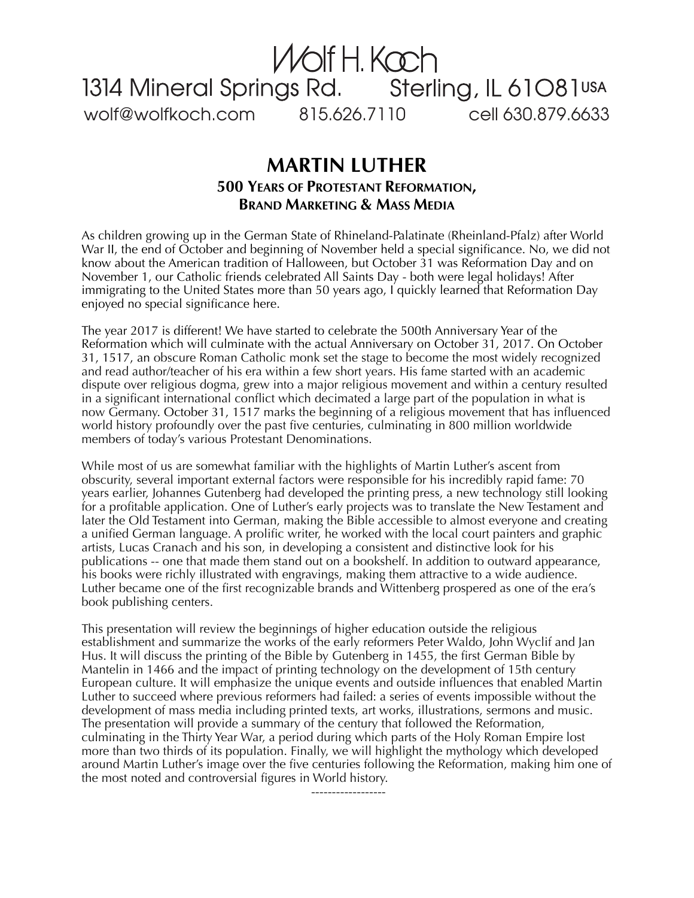Wolf H. Koch
1314 Mineral Springs Rd. Sterling, IL 61081 USA
wolf@wolfkoch.com 815.626.7110 cell 630.879.6633

# MARTIN LUTHER

## 500 Years of Protestant Reformation, Brand Marketing & Mass Media

As children growing up in the German State of Rhineland-Palatinate (Rheinland-Pfalz) after World War II, the end of October and beginning of November held a special significance. No, we did not know about the American tradition of Halloween, but October 31 was Reformation Day and on November 1, our Catholic friends celebrated All Saints Day - both were legal holidays! After immigrating to the United States more than 50 years ago, I quickly learned that Reformation Day enjoyed no special significance here.

The year 2017 is different! We have started to celebrate the 500th Anniversary Year of the Reformation which will culminate with the actual Anniversary on October 31, 2017. On October 31, 1517, an obscure Roman Catholic monk set the stage to become the most widely recognized and read author/teacher of his era within a few short years. His fame started with an academic dispute over religious dogma, grew into a major religious movement and within a century resulted in a significant international conflict which decimated a large part of the population in what is now Germany. October 31, 1517 marks the beginning of a religious movement that has influenced world history profoundly over the past five centuries, culminating in 800 million worldwide members of today's various Protestant Denominations.

While most of us are somewhat familiar with the highlights of Martin Luther's ascent from obscurity, several important external factors were responsible for his incredibly rapid fame: 70 years earlier, Johannes Gutenberg had developed the printing press, a new technology still looking for a profitable application. One of Luther's early projects was to translate the New Testament and later the Old Testament into German, making the Bible accessible to almost everyone and creating a unified German language. A prolific writer, he worked with the local court painters and graphic artists, Lucas Cranach and his son, in developing a consistent and distinctive look for his publications -- one that made them stand out on a bookshelf. In addition to outward appearance, his books were richly illustrated with engravings, making them attractive to a wide audience. Luther became one of the first recognizable brands and Wittenberg prospered as one of the era's book publishing centers.

This presentation will review the beginnings of higher education outside the religious establishment and summarize the works of the early reformers Peter Waldo, John Wyclif and Jan Hus. It will discuss the printing of the Bible by Gutenberg in 1455, the first German Bible by Mantelin in 1466 and the impact of printing technology on the development of 15th century European culture. It will emphasize the unique events and outside influences that enabled Martin Luther to succeed where previous reformers had failed: a series of events impossible without the development of mass media including printed texts, art works, illustrations, sermons and music. The presentation will provide a summary of the century that followed the Reformation, culminating in the Thirty Year War, a period during which parts of the Holy Roman Empire lost more than two thirds of its population. Finally, we will highlight the mythology which developed around Martin Luther's image over the five centuries following the Reformation, making him one of the most noted and controversial figures in World history.

------------------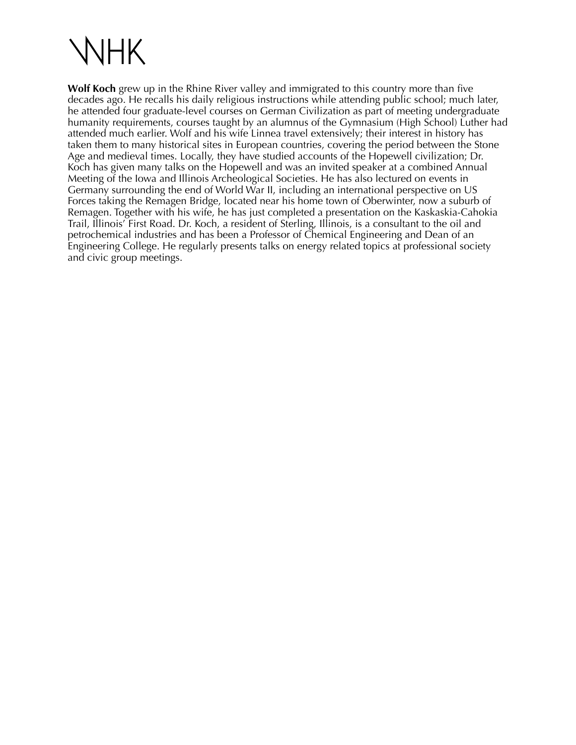# WHK

**Wolf Koch** grew up in the Rhine River valley and immigrated to this country more than five decades ago. He recalls his daily religious instructions while attending public school; much later, he attended four graduate-level courses on German Civilization as part of meeting undergraduate humanity requirements, courses taught by an alumnus of the Gymnasium (High School) Luther had attended much earlier. Wolf and his wife Linnea travel extensively; their interest in history has taken them to many historical sites in European countries, covering the period between the Stone Age and medieval times. Locally, they have studied accounts of the Hopewell civilization; Dr. Koch has given many talks on the Hopewell and was an invited speaker at a combined Annual Meeting of the Iowa and Illinois Archeological Societies. He has also lectured on events in Germany surrounding the end of World War II, including an international perspective on US Forces taking the Remagen Bridge, located near his home town of Oberwinter, now a suburb of Remagen. Together with his wife, he has just completed a presentation on the Kaskaskia-Cahokia Trail, Illinois' First Road. Dr. Koch, a resident of Sterling, Illinois, is a consultant to the oil and petrochemical industries and has been a Professor of Chemical Engineering and Dean of an Engineering College. He regularly presents talks on energy related topics at professional society and civic group meetings.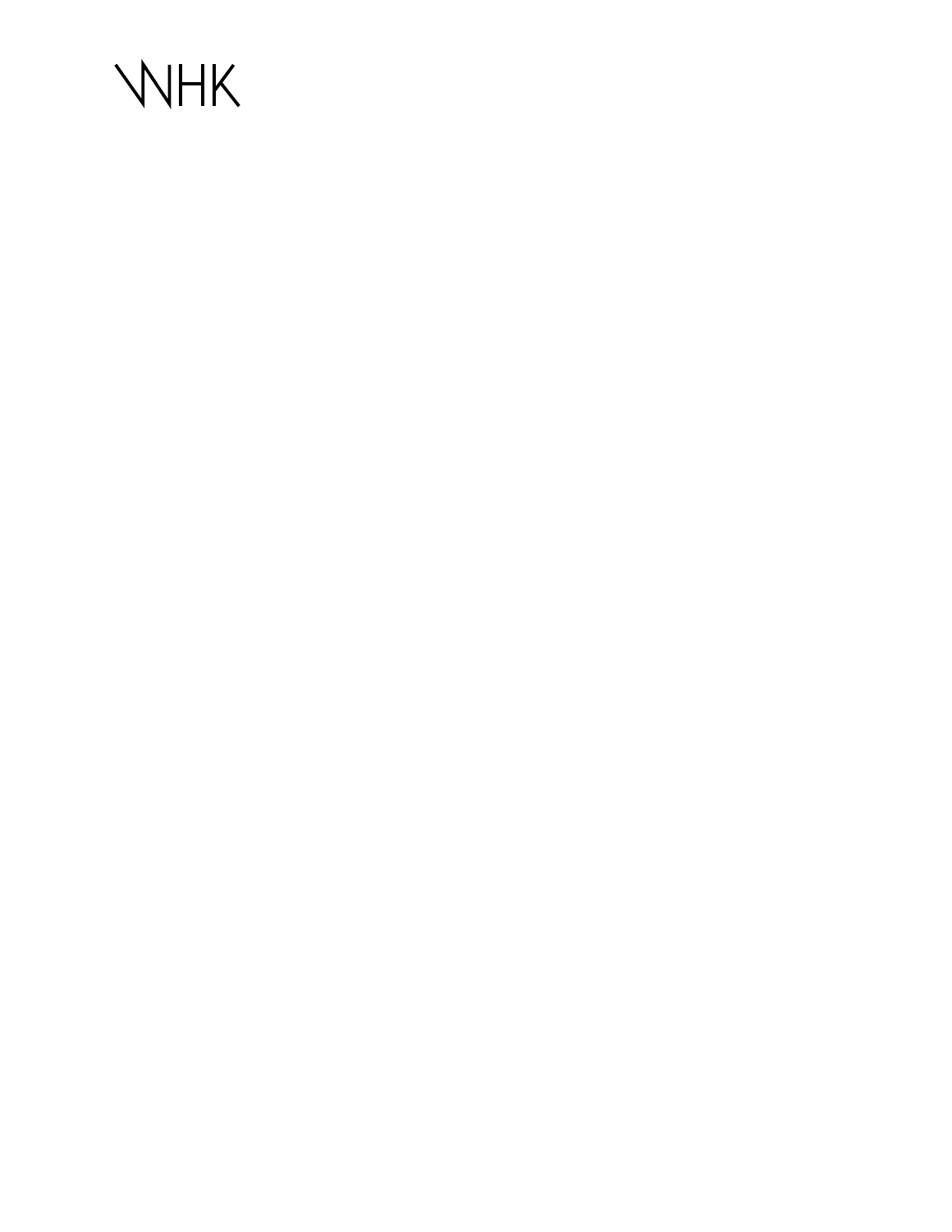WHK